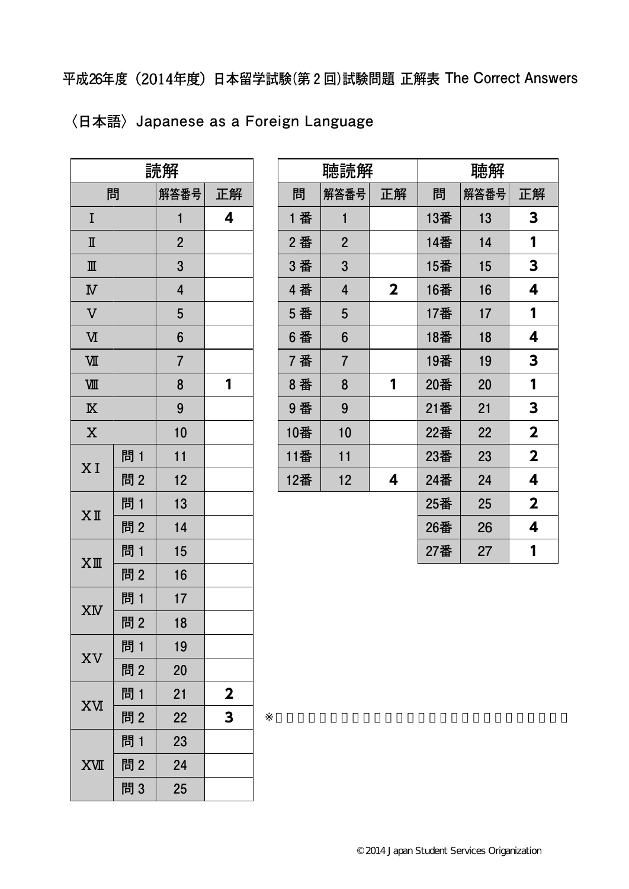平成26年度（2014年度）日本留学試験(第２回)試験問題 正解表 The Correct Answers

〈日本語〉 Japanese as a Foreign Language

| 読解 | | | |
|---|---|---|---|
| 問 | | 解答番号 | 正解 |
| Ⅰ | | 1 | 4 |
| Ⅱ | | 2 | |
| Ⅲ | | 3 | |
| Ⅳ | | 4 | |
| Ⅴ | | 5 | |
| Ⅵ | | 6 | |
| Ⅶ | | 7 | |
| Ⅷ | | 8 | 1 |
| Ⅸ | | 9 | |
| Ⅹ | | 10 | |
| ⅩⅠ | 問１ | 11 | |
| | 問２ | 12 | |
| ⅩⅡ | 問１ | 13 | |
| | 問２ | 14 | |
| ⅩⅢ | 問１ | 15 | |
| | 問２ | 16 | |
| ⅩⅣ | 問１ | 17 | |
| | 問２ | 18 | |
| ⅩⅤ | 問１ | 19 | |
| | 問２ | 20 | |
| ⅩⅥ | 問１ | 21 | 2 |
| | 問２ | 22 | 3 |
| ⅩⅦ | 問１ | 23 | |
| | 問２ | 24 | |
| | 問３ | 25 | |

| 聴読解 | | |
|---|---|---|
| 問 | 解答番号 | 正解 |
| １番 | 1 | |
| ２番 | 2 | |
| ３番 | 3 | |
| ４番 | 4 | 2 |
| ５番 | 5 | |
| ６番 | 6 | |
| ７番 | 7 | |
| ８番 | 8 | 1 |
| ９番 | 9 | |
| 10番 | 10 | |
| 11番 | 11 | |
| 12番 | 12 | 4 |

| 聴解 | | |
|---|---|---|
| 問 | 解答番号 | 正解 |
| 13番 | 13 | 3 |
| 14番 | 14 | 1 |
| 15番 | 15 | 3 |
| 16番 | 16 | 4 |
| 17番 | 17 | 1 |
| 18番 | 18 | 4 |
| 19番 | 19 | 3 |
| 20番 | 20 | 1 |
| 21番 | 21 | 3 |
| 22番 | 22 | 2 |
| 23番 | 23 | 2 |
| 24番 | 24 | 4 |
| 25番 | 25 | 2 |
| 26番 | 26 | 4 |
| 27番 | 27 | 1 |

※

©2014 Japan Student Services Origanization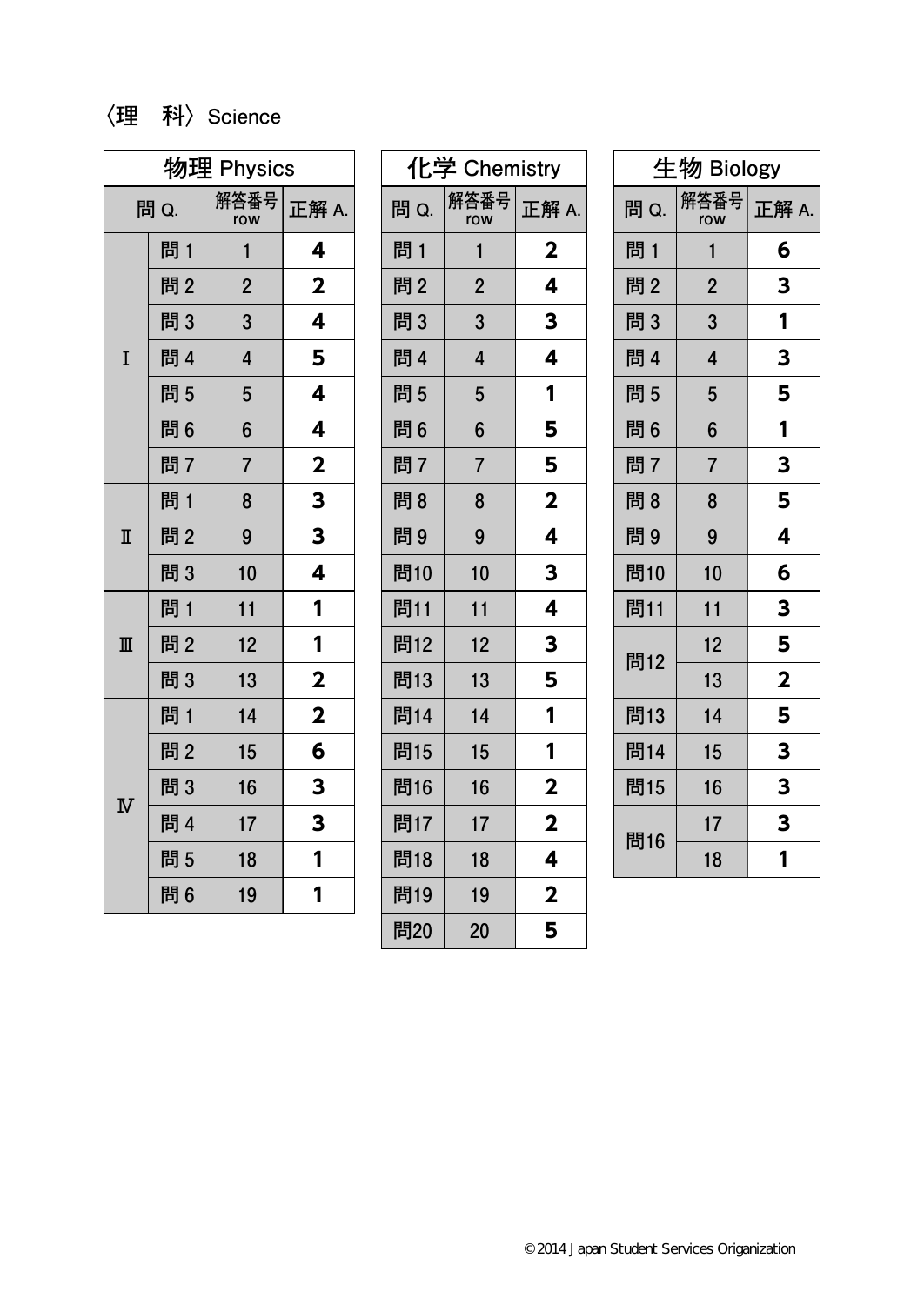〈理　科〉Science

| 物理 Physics | | | |
|---|---|---|---|
| 問 Q. | | 解答番号 row | 正解 A. |
| Ⅰ | 問 1 | 1 | 4 |
| | 問 2 | 2 | 2 |
| | 問 3 | 3 | 4 |
| | 問 4 | 4 | 5 |
| | 問 5 | 5 | 4 |
| | 問 6 | 6 | 4 |
| | 問 7 | 7 | 2 |
| Ⅱ | 問 1 | 8 | 3 |
| | 問 2 | 9 | 3 |
| | 問 3 | 10 | 4 |
| Ⅲ | 問 1 | 11 | 1 |
| | 問 2 | 12 | 1 |
| | 問 3 | 13 | 2 |
| Ⅳ | 問 1 | 14 | 2 |
| | 問 2 | 15 | 6 |
| | 問 3 | 16 | 3 |
| | 問 4 | 17 | 3 |
| | 問 5 | 18 | 1 |
| | 問 6 | 19 | 1 |

| 化学 Chemistry | | |
|---|---|---|
| 問 Q. | 解答番号 row | 正解 A. |
| 問 1 | 1 | 2 |
| 問 2 | 2 | 4 |
| 問 3 | 3 | 3 |
| 問 4 | 4 | 4 |
| 問 5 | 5 | 1 |
| 問 6 | 6 | 5 |
| 問 7 | 7 | 5 |
| 問 8 | 8 | 2 |
| 問 9 | 9 | 4 |
| 問10 | 10 | 3 |
| 問11 | 11 | 4 |
| 問12 | 12 | 3 |
| 問13 | 13 | 5 |
| 問14 | 14 | 1 |
| 問15 | 15 | 1 |
| 問16 | 16 | 2 |
| 問17 | 17 | 2 |
| 問18 | 18 | 4 |
| 問19 | 19 | 2 |
| 問20 | 20 | 5 |

| 生物 Biology | | |
|---|---|---|
| 問 Q. | 解答番号 row | 正解 A. |
| 問 1 | 1 | 6 |
| 問 2 | 2 | 3 |
| 問 3 | 3 | 1 |
| 問 4 | 4 | 3 |
| 問 5 | 5 | 5 |
| 問 6 | 6 | 1 |
| 問 7 | 7 | 3 |
| 問 8 | 8 | 5 |
| 問 9 | 9 | 4 |
| 問10 | 10 | 6 |
| 問11 | 11 | 3 |
| 問12 | 12 | 5 |
| | 13 | 2 |
| 問13 | 14 | 5 |
| 問14 | 15 | 3 |
| 問15 | 16 | 3 |
| 問16 | 17 | 3 |
| | 18 | 1 |

©2014 Japan Student Services Origanization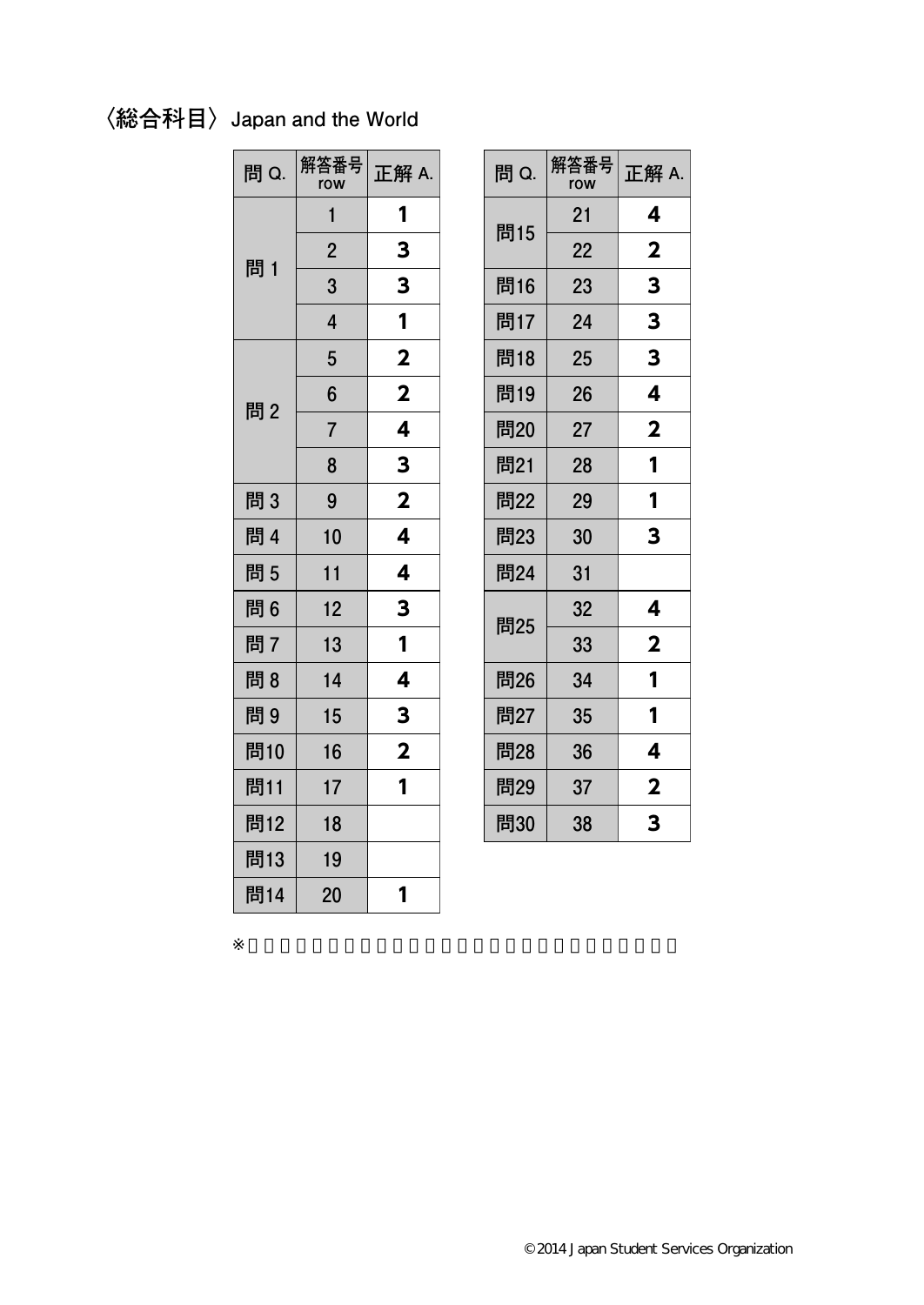## 〈総合科目〉 Japan and the World

| 問 Q. | 解答番号 row | 正解 A. |
|---|---|---|
| 問 1 | 1 | 1 |
| | 2 | 3 |
| | 3 | 3 |
| | 4 | 1 |
| 問 2 | 5 | 2 |
| | 6 | 2 |
| | 7 | 4 |
| | 8 | 3 |
| 問 3 | 9 | 2 |
| 問 4 | 10 | 4 |
| 問 5 | 11 | 4 |
| 問 6 | 12 | 3 |
| 問 7 | 13 | 1 |
| 問 8 | 14 | 4 |
| 問 9 | 15 | 3 |
| 問10 | 16 | 2 |
| 問11 | 17 | 1 |
| 問12 | 18 | |
| 問13 | 19 | |
| 問14 | 20 | 1 |

| 問 Q. | 解答番号 row | 正解 A. |
|---|---|---|
| 問15 | 21 | 4 |
| | 22 | 2 |
| 問16 | 23 | 3 |
| 問17 | 24 | 3 |
| 問18 | 25 | 3 |
| 問19 | 26 | 4 |
| 問20 | 27 | 2 |
| 問21 | 28 | 1 |
| 問22 | 29 | 1 |
| 問23 | 30 | 3 |
| 問24 | 31 | |
| 問25 | 32 | 4 |
| | 33 | 2 |
| 問26 | 34 | 1 |
| 問27 | 35 | 1 |
| 問28 | 36 | 4 |
| 問29 | 37 | 2 |
| 問30 | 38 | 3 |

※

©2014 Japan Student Services Organization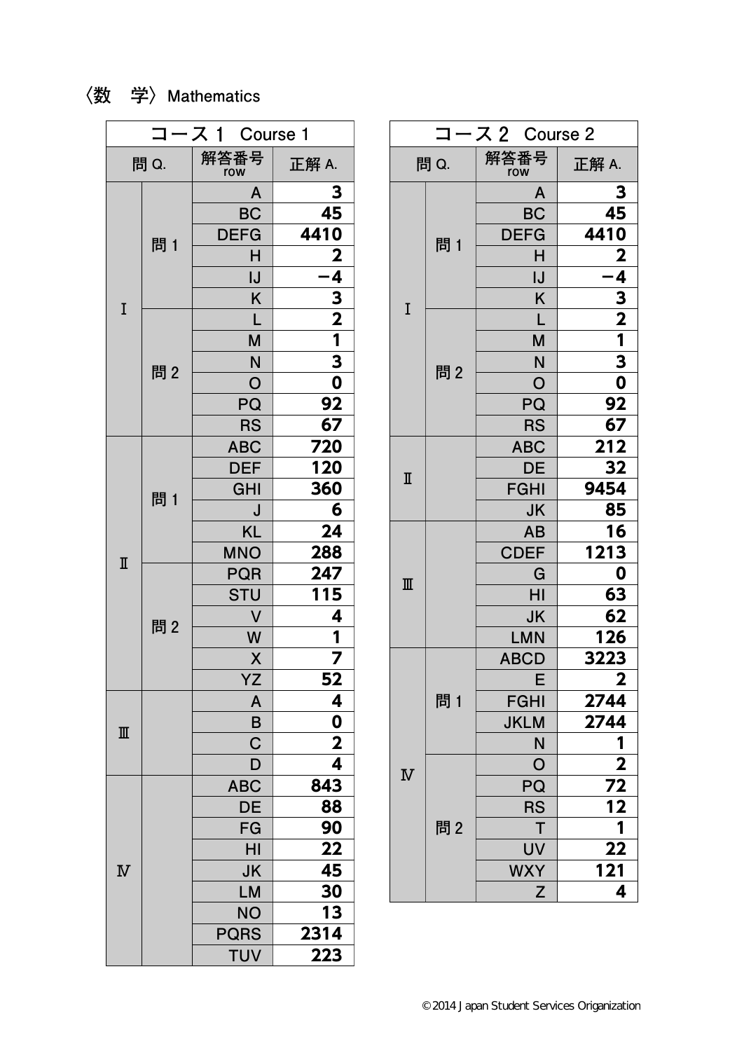## 〈数　学〉Mathematics

| コース 1　Course 1 | | | |
|---|---|---|---|
| 問 Q. | | 解答番号 row | 正解 A. |
| Ⅰ | 問 1 | A | 3 |
| | | BC | 45 |
| | | DEFG | 4410 |
| | | H | 2 |
| | | IJ | −4 |
| | | K | 3 |
| | 問 2 | L | 2 |
| | | M | 1 |
| | | N | 3 |
| | | O | 0 |
| | | PQ | 92 |
| | | RS | 67 |
| Ⅱ | 問 1 | ABC | 720 |
| | | DEF | 120 |
| | | GHI | 360 |
| | | J | 6 |
| | | KL | 24 |
| | | MNO | 288 |
| | 問 2 | PQR | 247 |
| | | STU | 115 |
| | | V | 4 |
| | | W | 1 |
| | | X | 7 |
| | | YZ | 52 |
| Ⅲ | | A | 4 |
| | | B | 0 |
| | | C | 2 |
| | | D | 4 |
| Ⅳ | | ABC | 843 |
| | | DE | 88 |
| | | FG | 90 |
| | | HI | 22 |
| | | JK | 45 |
| | | LM | 30 |
| | | NO | 13 |
| | | PQRS | 2314 |
| | | TUV | 223 |

| コース 2　Course 2 | | | |
|---|---|---|---|
| 問 Q. | | 解答番号 row | 正解 A. |
| Ⅰ | 問 1 | A | 3 |
| | | BC | 45 |
| | | DEFG | 4410 |
| | | H | 2 |
| | | IJ | −4 |
| | | K | 3 |
| | 問 2 | L | 2 |
| | | M | 1 |
| | | N | 3 |
| | | O | 0 |
| | | PQ | 92 |
| | | RS | 67 |
| Ⅱ | | ABC | 212 |
| | | DE | 32 |
| | | FGHI | 9454 |
| | | JK | 85 |
| Ⅲ | | AB | 16 |
| | | CDEF | 1213 |
| | | G | 0 |
| | | HI | 63 |
| | | JK | 62 |
| | | LMN | 126 |
| Ⅳ | 問 1 | ABCD | 3223 |
| | | E | 2 |
| | | FGHI | 2744 |
| | | JKLM | 2744 |
| | | N | 1 |
| | 問 2 | O | 2 |
| | | PQ | 72 |
| | | RS | 12 |
| | | T | 1 |
| | | UV | 22 |
| | | WXY | 121 |
| | | Z | 4 |

©2014 Japan Student Services Origanization